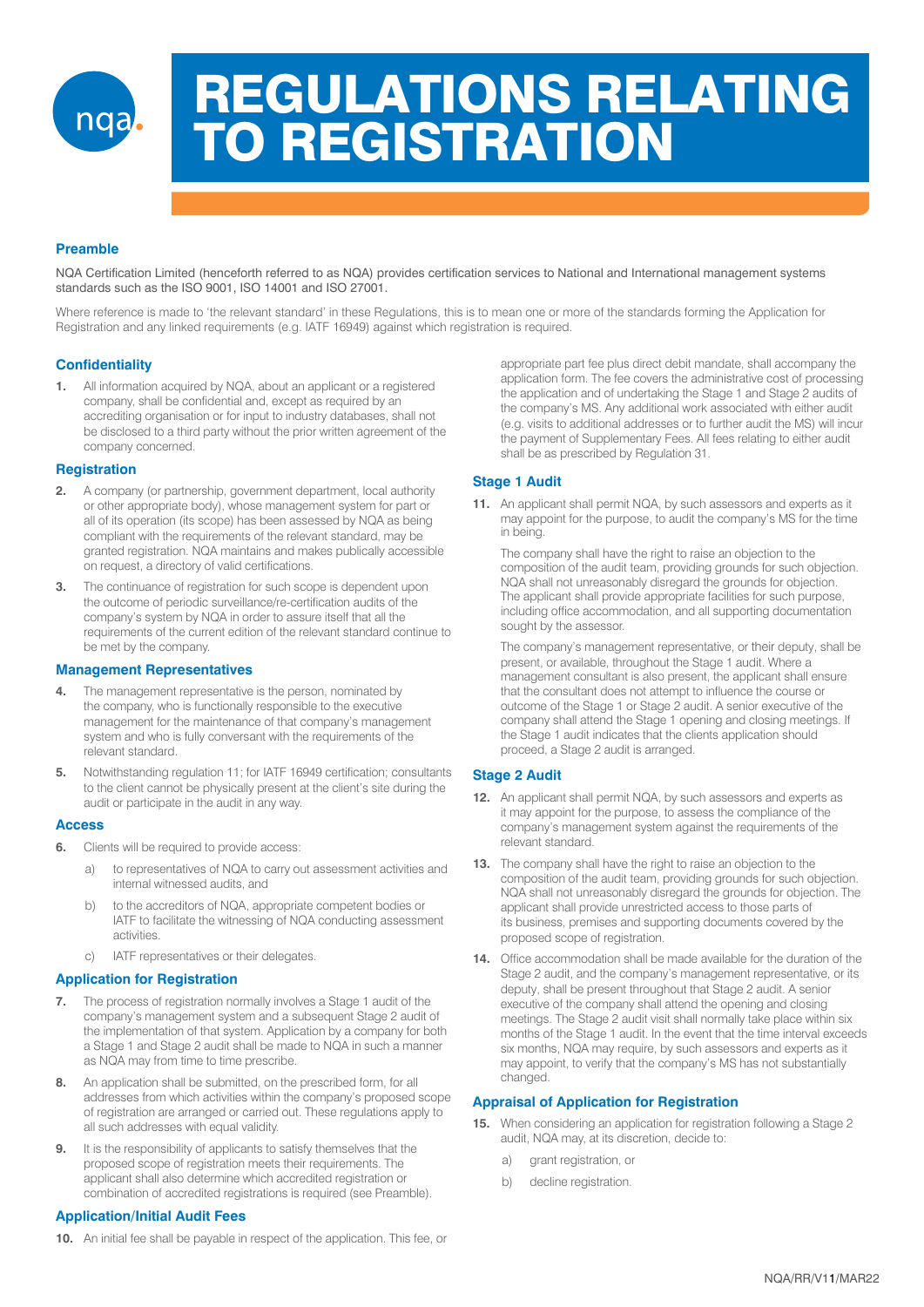# REGULATIONS RELATING TO REGISTRATION

## Preamble

NQA Certification Limited (henceforth referred to as NQA) provides certification services to National and International management systems standards such as the ISO 9001, ISO 14001 and ISO 27001.

Where reference is made to 'the relevant standard' in these Regulations, this is to mean one or more of the standards forming the Application for Registration and any linked requirements (e.g. IATF 16949) against which registration is required.

## Confidentiality

**1.** All information acquired by NQA, about an applicant or a registered company, shall be confidential and, except as required by an accrediting organisation or for input to industry databases, shall not be disclosed to a third party without the prior written agreement of the company concerned.

## Registration

**2.** A company (or partnership, government department, local authority or other appropriate body), whose management system for part or all of its operation (its scope) has been assessed by NQA as being compliant with the requirements of the relevant standard, may be granted registration. NQA maintains and makes publically accessible on request, a directory of valid certifications.

**3.** The continuance of registration for such scope is dependent upon the outcome of periodic surveillance/re-certification audits of the company's system by NQA in order to assure itself that all the requirements of the current edition of the relevant standard continue to be met by the company.

## Management Representatives

**4.** The management representative is the person, nominated by the company, who is functionally responsible to the executive management for the maintenance of that company's management system and who is fully conversant with the requirements of the relevant standard.

**5.** Notwithstanding regulation 11; for IATF 16949 certification; consultants to the client cannot be physically present at the client's site during the audit or participate in the audit in any way.

## Access

**6.** Clients will be required to provide access:

a) to representatives of NQA to carry out assessment activities and internal witnessed audits, and

b) to the accreditors of NQA, appropriate competent bodies or IATF to facilitate the witnessing of NQA conducting assessment activities.

c) IATF representatives or their delegates.

## Application for Registration

**7.** The process of registration normally involves a Stage 1 audit of the company's management system and a subsequent Stage 2 audit of the implementation of that system. Application by a company for both a Stage 1 and Stage 2 audit shall be made to NQA in such a manner as NQA may from time to time prescribe.

**8.** An application shall be submitted, on the prescribed form, for all addresses from which activities within the company's proposed scope of registration are arranged or carried out. These regulations apply to all such addresses with equal validity.

**9.** It is the responsibility of applicants to satisfy themselves that the proposed scope of registration meets their requirements. The applicant shall also determine which accredited registration or combination of accredited registrations is required (see Preamble).

## Application/Initial Audit Fees

**10.** An initial fee shall be payable in respect of the application. This fee, or appropriate part fee plus direct debit mandate, shall accompany the application form. The fee covers the administrative cost of processing the application and of undertaking the Stage 1 and Stage 2 audits of the company's MS. Any additional work associated with either audit (e.g. visits to additional addresses or to further audit the MS) will incur the payment of Supplementary Fees. All fees relating to either audit shall be as prescribed by Regulation 31.

## Stage 1 Audit

**11.** An applicant shall permit NQA, by such assessors and experts as it may appoint for the purpose, to audit the company's MS for the time in being.

The company shall have the right to raise an objection to the composition of the audit team, providing grounds for such objection. NQA shall not unreasonably disregard the grounds for objection. The applicant shall provide appropriate facilities for such purpose, including office accommodation, and all supporting documentation sought by the assessor.

The company's management representative, or their deputy, shall be present, or available, throughout the Stage 1 audit. Where a management consultant is also present, the applicant shall ensure that the consultant does not attempt to influence the course or outcome of the Stage 1 or Stage 2 audit. A senior executive of the company shall attend the Stage 1 opening and closing meetings. If the Stage 1 audit indicates that the clients application should proceed, a Stage 2 audit is arranged.

## Stage 2 Audit

**12.** An applicant shall permit NQA, by such assessors and experts as it may appoint for the purpose, to assess the compliance of the company's management system against the requirements of the relevant standard.

**13.** The company shall have the right to raise an objection to the composition of the audit team, providing grounds for such objection. NQA shall not unreasonably disregard the grounds for objection. The applicant shall provide unrestricted access to those parts of its business, premises and supporting documents covered by the proposed scope of registration.

**14.** Office accommodation shall be made available for the duration of the Stage 2 audit, and the company's management representative, or its deputy, shall be present throughout that Stage 2 audit. A senior executive of the company shall attend the opening and closing meetings. The Stage 2 audit visit shall normally take place within six months of the Stage 1 audit. In the event that the time interval exceeds six months, NQA may require, by such assessors and experts as it may appoint, to verify that the company's MS has not substantially changed.

## Appraisal of Application for Registration

**15.** When considering an application for registration following a Stage 2 audit, NQA may, at its discretion, decide to:

a) grant registration, or

b) decline registration.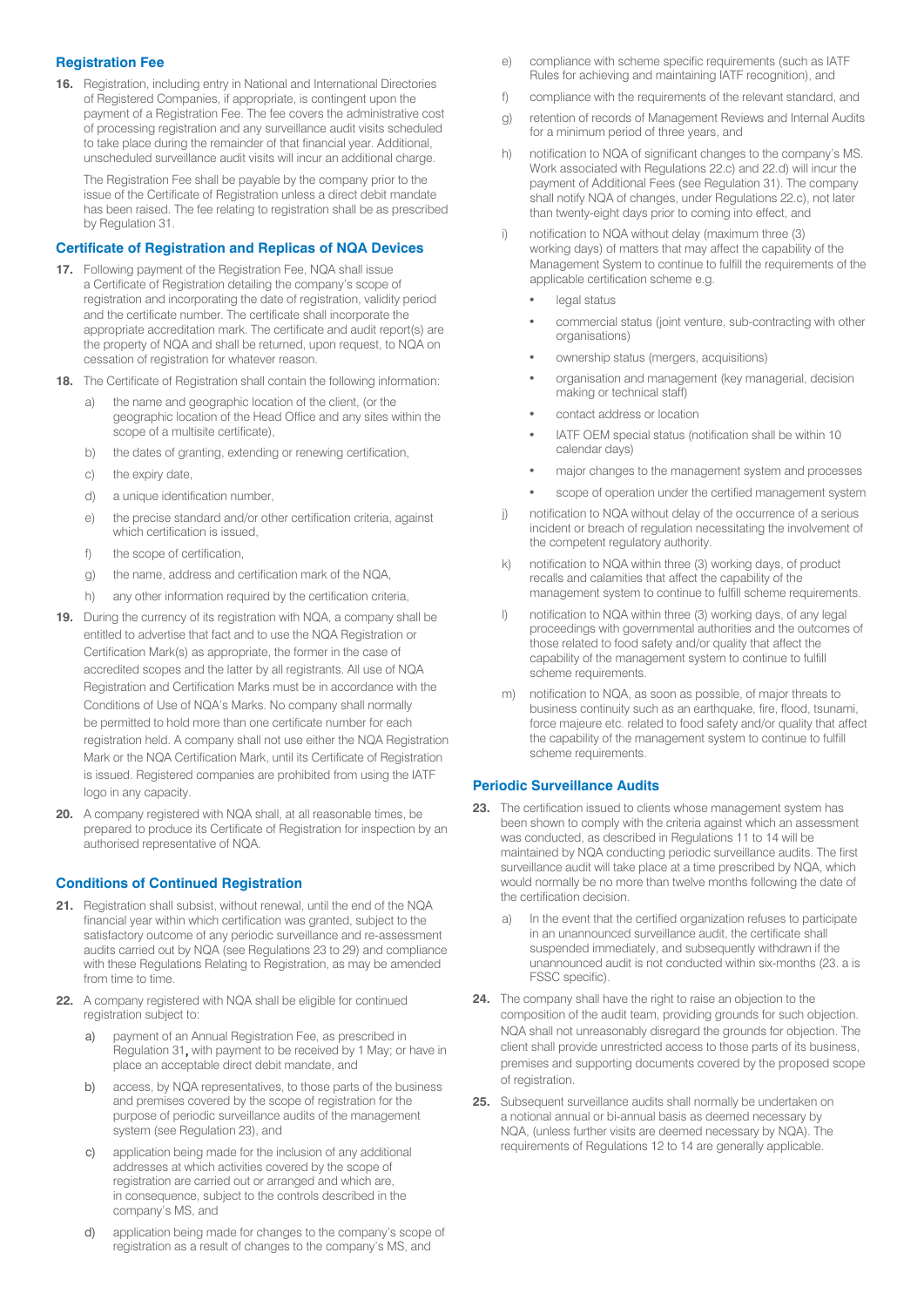### Registration Fee

**16.** Registration, including entry in National and International Directories of Registered Companies, if appropriate, is contingent upon the payment of a Registration Fee. The fee covers the administrative cost of processing registration and any surveillance audit visits scheduled to take place during the remainder of that financial year. Additional, unscheduled surveillance audit visits will incur an additional charge.

The Registration Fee shall be payable by the company prior to the issue of the Certificate of Registration unless a direct debit mandate has been raised. The fee relating to registration shall be as prescribed by Regulation 31.

### Certificate of Registration and Replicas of NQA Devices

**17.** Following payment of the Registration Fee, NQA shall issue a Certificate of Registration detailing the company's scope of registration and incorporating the date of registration, validity period and the certificate number. The certificate shall incorporate the appropriate accreditation mark. The certificate and audit report(s) are the property of NQA and shall be returned, upon request, to NQA on cessation of registration for whatever reason.

**18.** The Certificate of Registration shall contain the following information:

a) the name and geographic location of the client, (or the geographic location of the Head Office and any sites within the scope of a multisite certificate),

b) the dates of granting, extending or renewing certification,

c) the expiry date,

d) a unique identification number,

e) the precise standard and/or other certification criteria, against which certification is issued,

f) the scope of certification,

g) the name, address and certification mark of the NQA,

h) any other information required by the certification criteria,

**19.** During the currency of its registration with NQA, a company shall be entitled to advertise that fact and to use the NQA Registration or Certification Mark(s) as appropriate, the former in the case of accredited scopes and the latter by all registrants. All use of NQA Registration and Certification Marks must be in accordance with the Conditions of Use of NQA's Marks. No company shall normally be permitted to hold more than one certificate number for each registration held. A company shall not use either the NQA Registration Mark or the NQA Certification Mark, until its Certificate of Registration is issued. Registered companies are prohibited from using the IATF logo in any capacity.

**20.** A company registered with NQA shall, at all reasonable times, be prepared to produce its Certificate of Registration for inspection by an authorised representative of NQA.

### Conditions of Continued Registration

**21.** Registration shall subsist, without renewal, until the end of the NQA financial year within which certification was granted, subject to the satisfactory outcome of any periodic surveillance and re-assessment audits carried out by NQA (see Regulations 23 to 29) and compliance with these Regulations Relating to Registration, as may be amended from time to time.

**22.** A company registered with NQA shall be eligible for continued registration subject to:

a) payment of an Annual Registration Fee, as prescribed in Regulation 31, with payment to be received by 1 May; or have in place an acceptable direct debit mandate, and

b) access, by NQA representatives, to those parts of the business and premises covered by the scope of registration for the purpose of periodic surveillance audits of the management system (see Regulation 23), and

c) application being made for the inclusion of any additional addresses at which activities covered by the scope of registration are carried out or arranged and which are, in consequence, subject to the controls described in the company's MS, and

d) application being made for changes to the company's scope of registration as a result of changes to the company's MS, and

e) compliance with scheme specific requirements (such as IATF Rules for achieving and maintaining IATF recognition), and

f) compliance with the requirements of the relevant standard, and

g) retention of records of Management Reviews and Internal Audits for a minimum period of three years, and

h) notification to NQA of significant changes to the company's MS. Work associated with Regulations 22.c) and 22.d) will incur the payment of Additional Fees (see Regulation 31). The company shall notify NQA of changes, under Regulations 22.c), not later than twenty-eight days prior to coming into effect, and

i) notification to NQA without delay (maximum three (3) working days) of matters that may affect the capability of the Management System to continue to fulfill the requirements of the applicable certification scheme e.g.

- legal status
- commercial status (joint venture, sub-contracting with other organisations)
- ownership status (mergers, acquisitions)
- organisation and management (key managerial, decision making or technical staff)
- contact address or location
- IATF OEM special status (notification shall be within 10 calendar days)
- major changes to the management system and processes
- scope of operation under the certified management system

j) notification to NQA without delay of the occurrence of a serious incident or breach of regulation necessitating the involvement of the competent regulatory authority.

k) notification to NQA within three (3) working days, of product recalls and calamities that affect the capability of the management system to continue to fulfill scheme requirements.

l) notification to NQA within three (3) working days, of any legal proceedings with governmental authorities and the outcomes of those related to food safety and/or quality that affect the capability of the management system to continue to fulfill scheme requirements.

m) notification to NQA, as soon as possible, of major threats to business continuity such as an earthquake, fire, flood, tsunami, force majeure etc. related to food safety and/or quality that affect the capability of the management system to continue to fulfill scheme requirements.

### Periodic Surveillance Audits

**23.** The certification issued to clients whose management system has been shown to comply with the criteria against which an assessment was conducted, as described in Regulations 11 to 14 will be maintained by NQA conducting periodic surveillance audits. The first surveillance audit will take place at a time prescribed by NQA, which would normally be no more than twelve months following the date of the certification decision.

a) In the event that the certified organization refuses to participate in an unannounced surveillance audit, the certificate shall suspended immediately, and subsequently withdrawn if the unannounced audit is not conducted within six-months (23. a is FSSC specific).

**24.** The company shall have the right to raise an objection to the composition of the audit team, providing grounds for such objection. NQA shall not unreasonably disregard the grounds for objection. The client shall provide unrestricted access to those parts of its business, premises and supporting documents covered by the proposed scope of registration.

**25.** Subsequent surveillance audits shall normally be undertaken on a notional annual or bi-annual basis as deemed necessary by NQA, (unless further visits are deemed necessary by NQA). The requirements of Regulations 12 to 14 are generally applicable.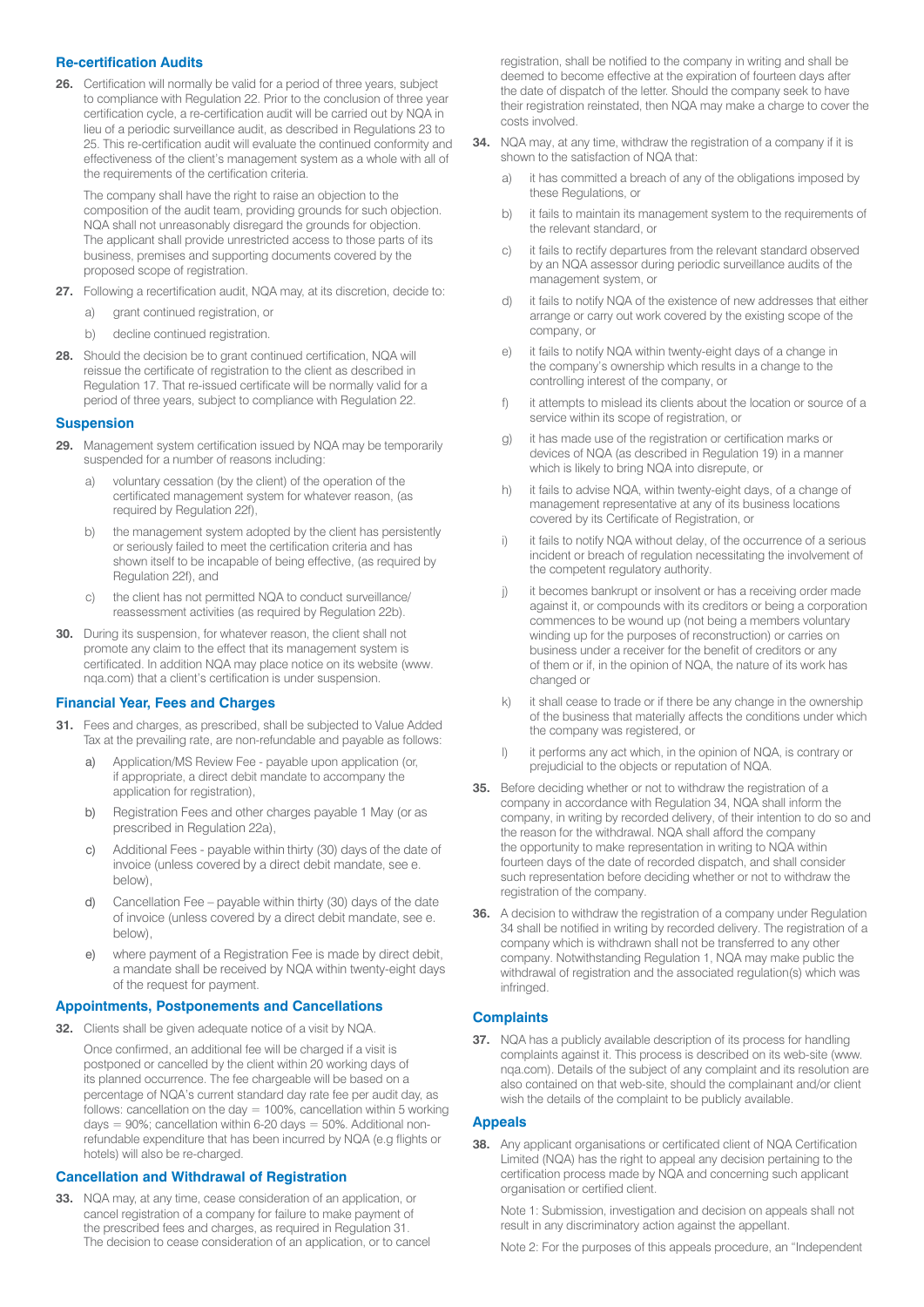## Re-certification Audits

**26.** Certification will normally be valid for a period of three years, subject to compliance with Regulation 22. Prior to the conclusion of three year certification cycle, a re-certification audit will be carried out by NQA in lieu of a periodic surveillance audit, as described in Regulations 23 to 25. This re-certification audit will evaluate the continued conformity and effectiveness of the client's management system as a whole with all of the requirements of the certification criteria.

The company shall have the right to raise an objection to the composition of the audit team, providing grounds for such objection. NQA shall not unreasonably disregard the grounds for objection. The applicant shall provide unrestricted access to those parts of its business, premises and supporting documents covered by the proposed scope of registration.

**27.** Following a recertification audit, NQA may, at its discretion, decide to:

a) grant continued registration, or

b) decline continued registration.

**28.** Should the decision be to grant continued certification, NQA will reissue the certificate of registration to the client as described in Regulation 17. That re-issued certificate will be normally valid for a period of three years, subject to compliance with Regulation 22.

## Suspension

**29.** Management system certification issued by NQA may be temporarily suspended for a number of reasons including:

a) voluntary cessation (by the client) of the operation of the certificated management system for whatever reason, (as required by Regulation 22f),

b) the management system adopted by the client has persistently or seriously failed to meet the certification criteria and has shown itself to be incapable of being effective, (as required by Regulation 22f), and

c) the client has not permitted NQA to conduct surveillance/ reassessment activities (as required by Regulation 22b).

**30.** During its suspension, for whatever reason, the client shall not promote any claim to the effect that its management system is certificated. In addition NQA may place notice on its website (www.nqa.com) that a client's certification is under suspension.

## Financial Year, Fees and Charges

**31.** Fees and charges, as prescribed, shall be subjected to Value Added Tax at the prevailing rate, are non-refundable and payable as follows:

a) Application/MS Review Fee - payable upon application (or, if appropriate, a direct debit mandate to accompany the application for registration),

b) Registration Fees and other charges payable 1 May (or as prescribed in Regulation 22a),

c) Additional Fees - payable within thirty (30) days of the date of invoice (unless covered by a direct debit mandate, see e. below),

d) Cancellation Fee – payable within thirty (30) days of the date of invoice (unless covered by a direct debit mandate, see e. below),

e) where payment of a Registration Fee is made by direct debit, a mandate shall be received by NQA within twenty-eight days of the request for payment.

## Appointments, Postponements and Cancellations

**32.** Clients shall be given adequate notice of a visit by NQA.

Once confirmed, an additional fee will be charged if a visit is postponed or cancelled by the client within 20 working days of its planned occurrence. The fee chargeable will be based on a percentage of NQA's current standard day rate fee per audit day, as follows: cancellation on the day = 100%, cancellation within 5 working days = 90%; cancellation within 6-20 days = 50%. Additional non-refundable expenditure that has been incurred by NQA (e.g flights or hotels) will also be re-charged.

## Cancellation and Withdrawal of Registration

**33.** NQA may, at any time, cease consideration of an application, or cancel registration of a company for failure to make payment of the prescribed fees and charges, as required in Regulation 31. The decision to cease consideration of an application, or to cancel registration, shall be notified to the company in writing and shall be deemed to become effective at the expiration of fourteen days after the date of dispatch of the letter. Should the company seek to have their registration reinstated, then NQA may make a charge to cover the costs involved.

**34.** NQA may, at any time, withdraw the registration of a company if it is shown to the satisfaction of NQA that:

a) it has committed a breach of any of the obligations imposed by these Regulations, or

b) it fails to maintain its management system to the requirements of the relevant standard, or

c) it fails to rectify departures from the relevant standard observed by an NQA assessor during periodic surveillance audits of the management system, or

d) it fails to notify NQA of the existence of new addresses that either arrange or carry out work covered by the existing scope of the company, or

e) it fails to notify NQA within twenty-eight days of a change in the company's ownership which results in a change to the controlling interest of the company, or

f) it attempts to mislead its clients about the location or source of a service within its scope of registration, or

g) it has made use of the registration or certification marks or devices of NQA (as described in Regulation 19) in a manner which is likely to bring NQA into disrepute, or

h) it fails to advise NQA, within twenty-eight days, of a change of management representative at any of its business locations covered by its Certificate of Registration, or

i) it fails to notify NQA without delay, of the occurrence of a serious incident or breach of regulation necessitating the involvement of the competent regulatory authority.

j) it becomes bankrupt or insolvent or has a receiving order made against it, or compounds with its creditors or being a corporation commences to be wound up (not being a members voluntary winding up for the purposes of reconstruction) or carries on business under a receiver for the benefit of creditors or any of them or if, in the opinion of NQA, the nature of its work has changed or

k) it shall cease to trade or if there be any change in the ownership of the business that materially affects the conditions under which the company was registered, or

l) it performs any act which, in the opinion of NQA, is contrary or prejudicial to the objects or reputation of NQA.

**35.** Before deciding whether or not to withdraw the registration of a company in accordance with Regulation 34, NQA shall inform the company, in writing by recorded delivery, of their intention to do so and the reason for the withdrawal. NQA shall afford the company the opportunity to make representation in writing to NQA within fourteen days of the date of recorded dispatch, and shall consider such representation before deciding whether or not to withdraw the registration of the company.

**36.** A decision to withdraw the registration of a company under Regulation 34 shall be notified in writing by recorded delivery. The registration of a company which is withdrawn shall not be transferred to any other company. Notwithstanding Regulation 1, NQA may make public the withdrawal of registration and the associated regulation(s) which was infringed.

## Complaints

**37.** NQA has a publicly available description of its process for handling complaints against it. This process is described on its web-site (www.nqa.com). Details of the subject of any complaint and its resolution are also contained on that web-site, should the complainant and/or client wish the details of the complaint to be publicly available.

## Appeals

**38.** Any applicant organisations or certificated client of NQA Certification Limited (NQA) has the right to appeal any decision pertaining to the certification process made by NQA and concerning such applicant organisation or certified client.

Note 1: Submission, investigation and decision on appeals shall not result in any discriminatory action against the appellant.

Note 2: For the purposes of this appeals procedure, an "Independent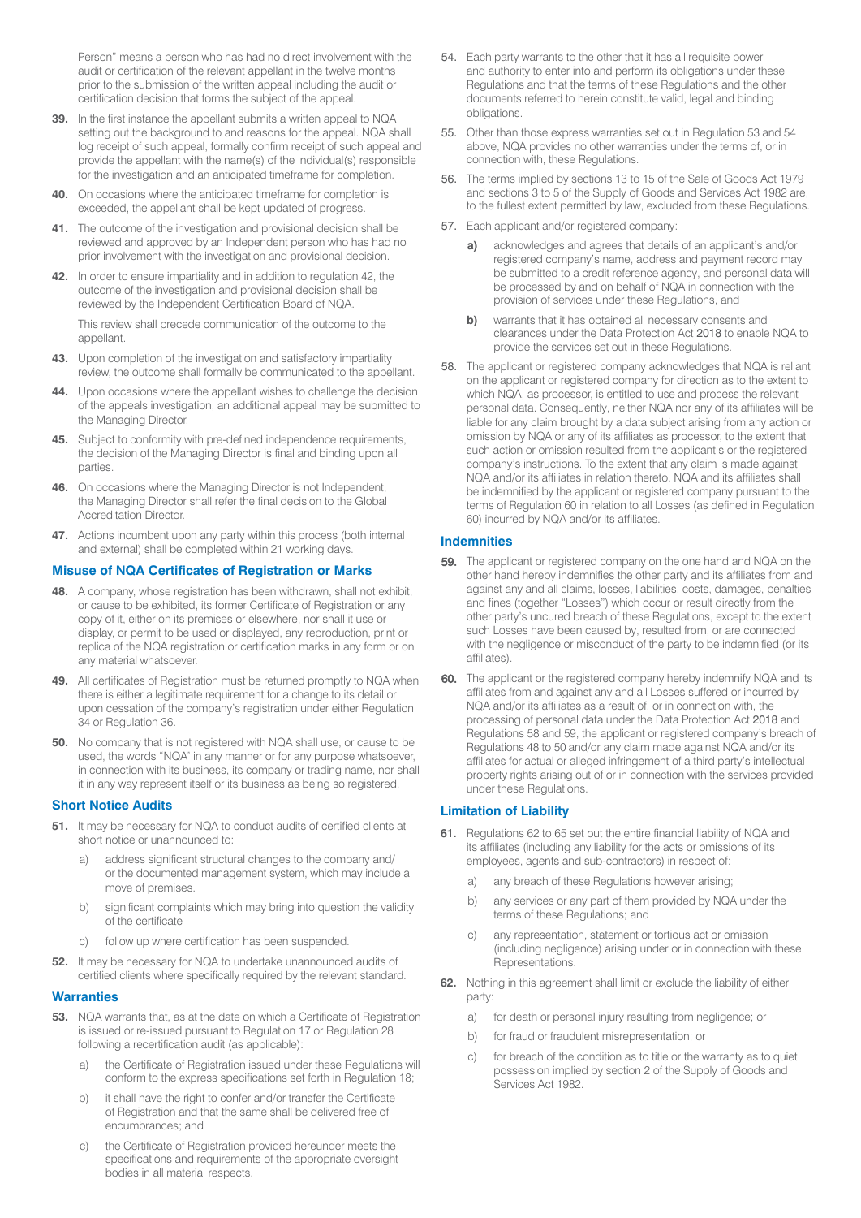Person" means a person who has had no direct involvement with the audit or certification of the relevant appellant in the twelve months prior to the submission of the written appeal including the audit or certification decision that forms the subject of the appeal.

**39.** In the first instance the appellant submits a written appeal to NQA setting out the background to and reasons for the appeal. NQA shall log receipt of such appeal, formally confirm receipt of such appeal and provide the appellant with the name(s) of the individual(s) responsible for the investigation and an anticipated timeframe for completion.

**40.** On occasions where the anticipated timeframe for completion is exceeded, the appellant shall be kept updated of progress.

**41.** The outcome of the investigation and provisional decision shall be reviewed and approved by an Independent person who has had no prior involvement with the investigation and provisional decision.

**42.** In order to ensure impartiality and in addition to regulation 42, the outcome of the investigation and provisional decision shall be reviewed by the Independent Certification Board of NQA.

This review shall precede communication of the outcome to the appellant.

**43.** Upon completion of the investigation and satisfactory impartiality review, the outcome shall formally be communicated to the appellant.

**44.** Upon occasions where the appellant wishes to challenge the decision of the appeals investigation, an additional appeal may be submitted to the Managing Director.

**45.** Subject to conformity with pre-defined independence requirements, the decision of the Managing Director is final and binding upon all parties.

**46.** On occasions where the Managing Director is not Independent, the Managing Director shall refer the final decision to the Global Accreditation Director.

**47.** Actions incumbent upon any party within this process (both internal and external) shall be completed within 21 working days.

### Misuse of NQA Certificates of Registration or Marks

**48.** A company, whose registration has been withdrawn, shall not exhibit, or cause to be exhibited, its former Certificate of Registration or any copy of it, either on its premises or elsewhere, nor shall it use or display, or permit to be used or displayed, any reproduction, print or replica of the NQA registration or certification marks in any form or on any material whatsoever.

**49.** All certificates of Registration must be returned promptly to NQA when there is either a legitimate requirement for a change to its detail or upon cessation of the company's registration under either Regulation 34 or Regulation 36.

**50.** No company that is not registered with NQA shall use, or cause to be used, the words "NQA" in any manner or for any purpose whatsoever, in connection with its business, its company or trading name, nor shall it in any way represent itself or its business as being so registered.

### Short Notice Audits

**51.** It may be necessary for NQA to conduct audits of certified clients at short notice or unannounced to:

a) address significant structural changes to the company and/ or the documented management system, which may include a move of premises.

b) significant complaints which may bring into question the validity of the certificate

c) follow up where certification has been suspended.

**52.** It may be necessary for NQA to undertake unannounced audits of certified clients where specifically required by the relevant standard.

### Warranties

**53.** NQA warrants that, as at the date on which a Certificate of Registration is issued or re-issued pursuant to Regulation 17 or Regulation 28 following a recertification audit (as applicable):

a) the Certificate of Registration issued under these Regulations will conform to the express specifications set forth in Regulation 18;

b) it shall have the right to confer and/or transfer the Certificate of Registration and that the same shall be delivered free of encumbrances; and

c) the Certificate of Registration provided hereunder meets the specifications and requirements of the appropriate oversight bodies in all material respects.

**54.** Each party warrants to the other that it has all requisite power and authority to enter into and perform its obligations under these Regulations and that the terms of these Regulations and the other documents referred to herein constitute valid, legal and binding obligations.

**55.** Other than those express warranties set out in Regulation 53 and 54 above, NQA provides no other warranties under the terms of, or in connection with, these Regulations.

**56.** The terms implied by sections 13 to 15 of the Sale of Goods Act 1979 and sections 3 to 5 of the Supply of Goods and Services Act 1982 are, to the fullest extent permitted by law, excluded from these Regulations.

**57.** Each applicant and/or registered company:

**a)** acknowledges and agrees that details of an applicant's and/or registered company's name, address and payment record may be submitted to a credit reference agency, and personal data will be processed by and on behalf of NQA in connection with the provision of services under these Regulations, and

**b)** warrants that it has obtained all necessary consents and clearances under the Data Protection Act 2018 to enable NQA to provide the services set out in these Regulations.

**58.** The applicant or registered company acknowledges that NQA is reliant on the applicant or registered company for direction as to the extent to which NQA, as processor, is entitled to use and process the relevant personal data. Consequently, neither NQA nor any of its affiliates will be liable for any claim brought by a data subject arising from any action or omission by NQA or any of its affiliates as processor, to the extent that such action or omission resulted from the applicant's or the registered company's instructions. To the extent that any claim is made against NQA and/or its affiliates in relation thereto. NQA and its affiliates shall be indemnified by the applicant or registered company pursuant to the terms of Regulation 60 in relation to all Losses (as defined in Regulation 60) incurred by NQA and/or its affiliates.

### Indemnities

**59.** The applicant or registered company on the one hand and NQA on the other hand hereby indemnifies the other party and its affiliates from and against any and all claims, losses, liabilities, costs, damages, penalties and fines (together "Losses") which occur or result directly from the other party's uncured breach of these Regulations, except to the extent such Losses have been caused by, resulted from, or are connected with the negligence or misconduct of the party to be indemnified (or its affiliates).

**60.** The applicant or the registered company hereby indemnify NQA and its affiliates from and against any and all Losses suffered or incurred by NQA and/or its affiliates as a result of, or in connection with, the processing of personal data under the Data Protection Act 2018 and Regulations 58 and 59, the applicant or registered company's breach of Regulations 48 to 50 and/or any claim made against NQA and/or its affiliates for actual or alleged infringement of a third party's intellectual property rights arising out of or in connection with the services provided under these Regulations.

### Limitation of Liability

**61.** Regulations 62 to 65 set out the entire financial liability of NQA and its affiliates (including any liability for the acts or omissions of its employees, agents and sub-contractors) in respect of:

a) any breach of these Regulations however arising;

b) any services or any part of them provided by NQA under the terms of these Regulations; and

c) any representation, statement or tortious act or omission (including negligence) arising under or in connection with these Representations.

**62.** Nothing in this agreement shall limit or exclude the liability of either party:

a) for death or personal injury resulting from negligence; or

b) for fraud or fraudulent misrepresentation; or

c) for breach of the condition as to title or the warranty as to quiet possession implied by section 2 of the Supply of Goods and Services Act 1982.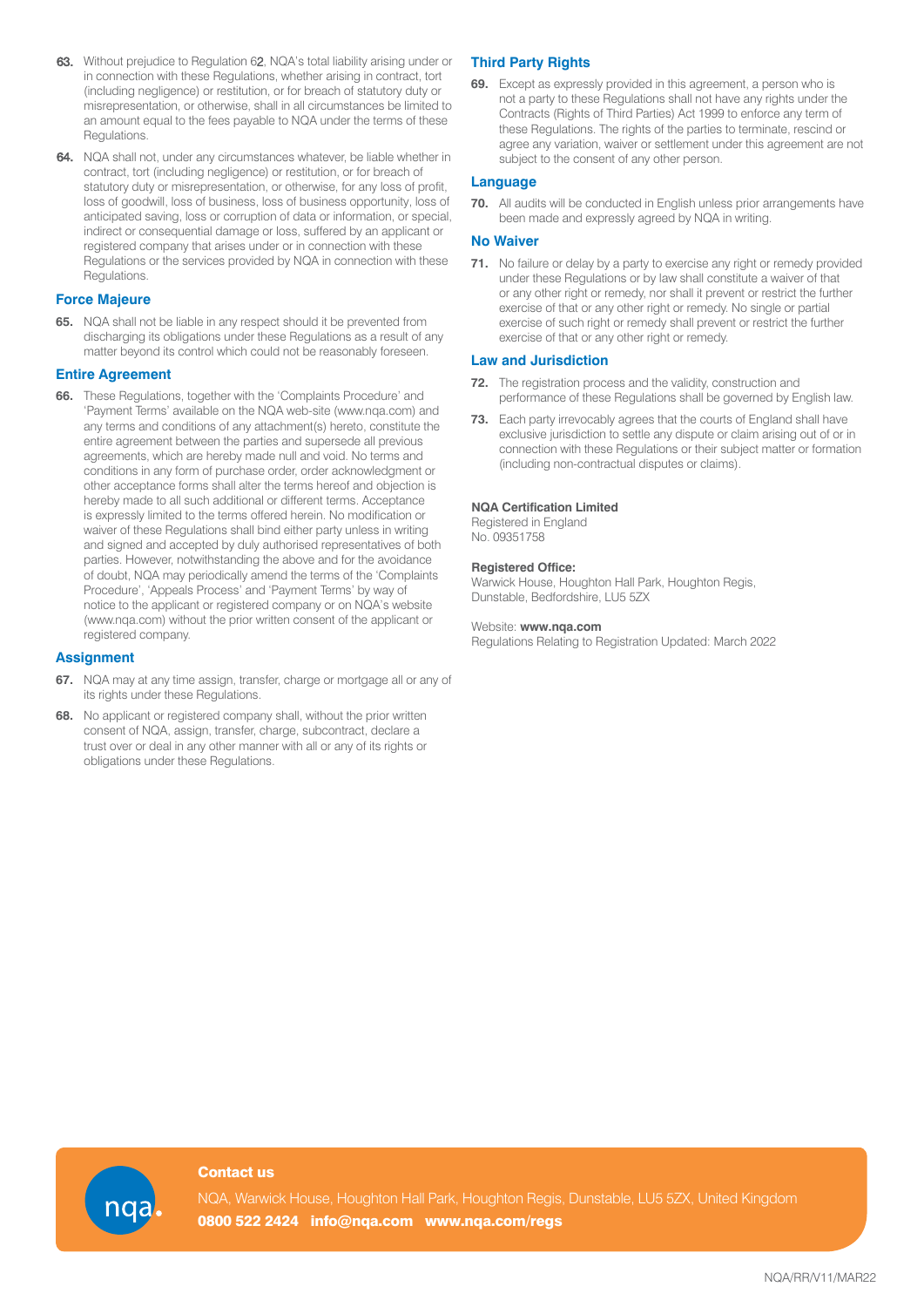**63.** Without prejudice to Regulation 62, NQA's total liability arising under or in connection with these Regulations, whether arising in contract, tort (including negligence) or restitution, or for breach of statutory duty or misrepresentation, or otherwise, shall in all circumstances be limited to an amount equal to the fees payable to NQA under the terms of these Regulations.

**64.** NQA shall not, under any circumstances whatever, be liable whether in contract, tort (including negligence) or restitution, or for breach of statutory duty or misrepresentation, or otherwise, for any loss of profit, loss of goodwill, loss of business, loss of business opportunity, loss of anticipated saving, loss or corruption of data or information, or special, indirect or consequential damage or loss, suffered by an applicant or registered company that arises under or in connection with these Regulations or the services provided by NQA in connection with these Regulations.

## Force Majeure

**65.** NQA shall not be liable in any respect should it be prevented from discharging its obligations under these Regulations as a result of any matter beyond its control which could not be reasonably foreseen.

## Entire Agreement

**66.** These Regulations, together with the 'Complaints Procedure' and 'Payment Terms' available on the NQA web-site (www.nqa.com) and any terms and conditions of any attachment(s) hereto, constitute the entire agreement between the parties and supersede all previous agreements, which are hereby made null and void. No terms and conditions in any form of purchase order, order acknowledgment or other acceptance forms shall alter the terms hereof and objection is hereby made to all such additional or different terms. Acceptance is expressly limited to the terms offered herein. No modification or waiver of these Regulations shall bind either party unless in writing and signed and accepted by duly authorised representatives of both parties. However, notwithstanding the above and for the avoidance of doubt, NQA may periodically amend the terms of the 'Complaints Procedure', 'Appeals Process' and 'Payment Terms' by way of notice to the applicant or registered company or on NQA's website (www.nqa.com) without the prior written consent of the applicant or registered company.

## Assignment

**67.** NQA may at any time assign, transfer, charge or mortgage all or any of its rights under these Regulations.

**68.** No applicant or registered company shall, without the prior written consent of NQA, assign, transfer, charge, subcontract, declare a trust over or deal in any other manner with all or any of its rights or obligations under these Regulations.

## Third Party Rights

**69.** Except as expressly provided in this agreement, a person who is not a party to these Regulations shall not have any rights under the Contracts (Rights of Third Parties) Act 1999 to enforce any term of these Regulations. The rights of the parties to terminate, rescind or agree any variation, waiver or settlement under this agreement are not subject to the consent of any other person.

## Language

**70.** All audits will be conducted in English unless prior arrangements have been made and expressly agreed by NQA in writing.

## No Waiver

**71.** No failure or delay by a party to exercise any right or remedy provided under these Regulations or by law shall constitute a waiver of that or any other right or remedy, nor shall it prevent or restrict the further exercise of that or any other right or remedy. No single or partial exercise of such right or remedy shall prevent or restrict the further exercise of that or any other right or remedy.

## Law and Jurisdiction

**72.** The registration process and the validity, construction and performance of these Regulations shall be governed by English law.

**73.** Each party irrevocably agrees that the courts of England shall have exclusive jurisdiction to settle any dispute or claim arising out of or in connection with these Regulations or their subject matter or formation (including non-contractual disputes or claims).

**NQA Certification Limited**
Registered in England
No. 09351758

**Registered Office:**
Warwick House, Houghton Hall Park, Houghton Regis,
Dunstable, Bedfordshire, LU5 5ZX

Website: **www.nqa.com**
Regulations Relating to Registration Updated: March 2022

**Contact us**

NQA, Warwick House, Houghton Hall Park, Houghton Regis, Dunstable, LU5 5ZX, United Kingdom
**0800 522 2424 info@nqa.com www.nqa.com/regs**

NQA/RR/V11/MAR22